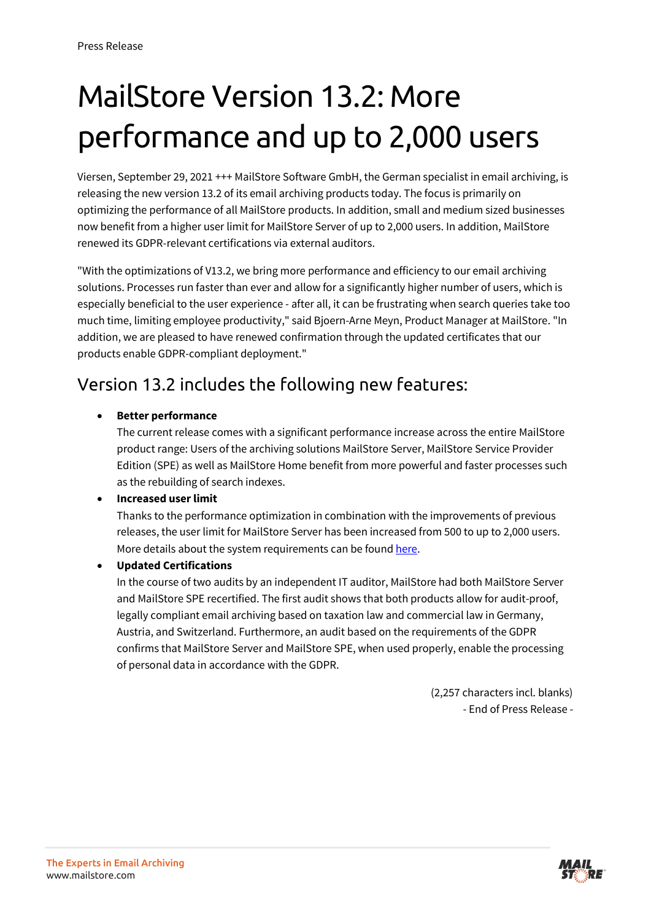Press Release

# MailStore Version 13.2: More performance and up to 2,000 users

Viersen, September 29, 2021 +++ MailStore Software GmbH, the German specialist in email archiving, is releasing the new version 13.2 of its email archiving products today. The focus is primarily on optimizing the performance of all MailStore products. In addition, small and medium sized businesses now benefit from a higher user limit for MailStore Server of up to 2,000 users. In addition, MailStore renewed its GDPR-relevant certifications via external auditors.

"With the optimizations of V13.2, we bring more performance and efficiency to our email archiving solutions. Processes run faster than ever and allow for a significantly higher number of users, which is especially beneficial to the user experience - after all, it can be frustrating when search queries take too much time, limiting employee productivity," said Bjoern-Arne Meyn, Product Manager at MailStore. "In addition, we are pleased to have renewed confirmation through the updated certificates that our products enable GDPR-compliant deployment."

## Version 13.2 includes the following new features:

- **Better performance**
  The current release comes with a significant performance increase across the entire MailStore product range: Users of the archiving solutions MailStore Server, MailStore Service Provider Edition (SPE) as well as MailStore Home benefit from more powerful and faster processes such as the rebuilding of search indexes.
- **Increased user limit**
  Thanks to the performance optimization in combination with the improvements of previous releases, the user limit for MailStore Server has been increased from 500 to up to 2,000 users. More details about the system requirements can be found here.
- **Updated Certifications**
  In the course of two audits by an independent IT auditor, MailStore had both MailStore Server and MailStore SPE recertified. The first audit shows that both products allow for audit-proof, legally compliant email archiving based on taxation law and commercial law in Germany, Austria, and Switzerland. Furthermore, an audit based on the requirements of the GDPR confirms that MailStore Server and MailStore SPE, when used properly, enable the processing of personal data in accordance with the GDPR.

(2,257 characters incl. blanks)
- End of Press Release -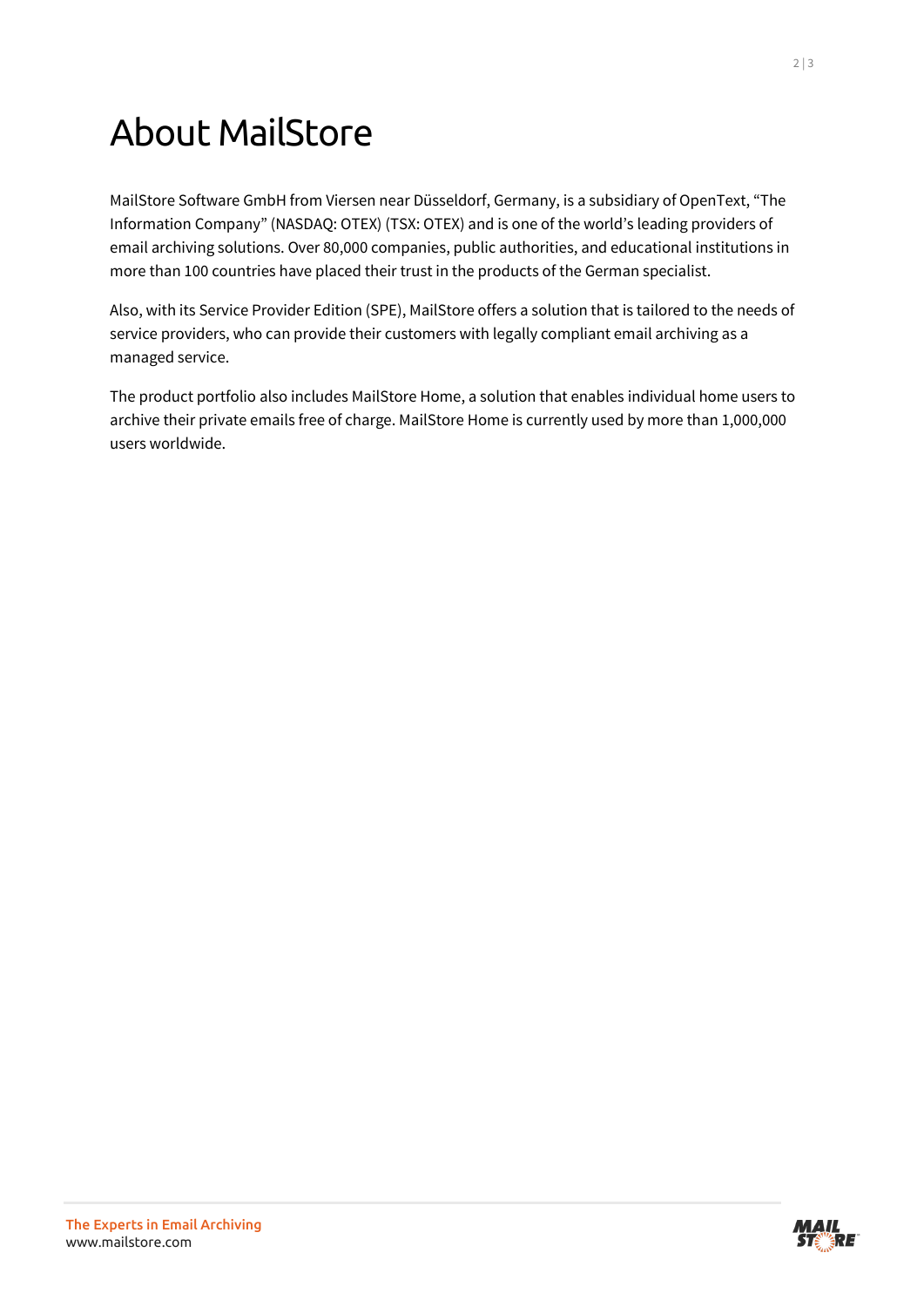# About MailStore

MailStore Software GmbH from Viersen near Düsseldorf, Germany, is a subsidiary of OpenText, "The Information Company" (NASDAQ: OTEX) (TSX: OTEX) and is one of the world's leading providers of email archiving solutions. Over 80,000 companies, public authorities, and educational institutions in more than 100 countries have placed their trust in the products of the German specialist.

Also, with its Service Provider Edition (SPE), MailStore offers a solution that is tailored to the needs of service providers, who can provide their customers with legally compliant email archiving as a managed service.

The product portfolio also includes MailStore Home, a solution that enables individual home users to archive their private emails free of charge. MailStore Home is currently used by more than 1,000,000 users worldwide.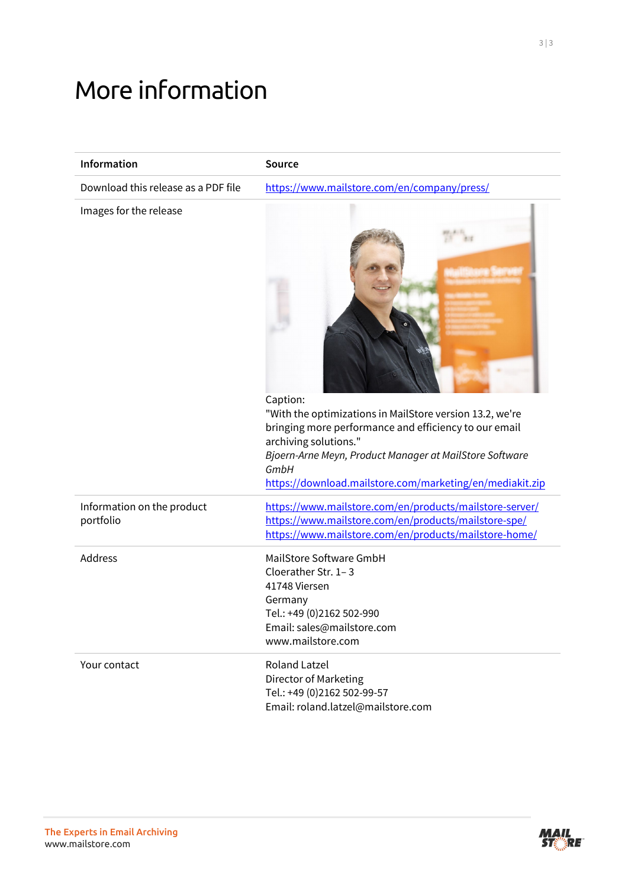# More information

| Information | Source |
| --- | --- |
| Download this release as a PDF file | https://www.mailstore.com/en/company/press/ |
| Images for the release | Caption:<br>"With the optimizations in MailStore version 13.2, we're bringing more performance and efficiency to our email archiving solutions."<br>*Bjoern-Arne Meyn, Product Manager at MailStore Software GmbH*<br>https://download.mailstore.com/marketing/en/mediakit.zip |
| Information on the product portfolio | https://www.mailstore.com/en/products/mailstore-server/<br>https://www.mailstore.com/en/products/mailstore-spe/<br>https://www.mailstore.com/en/products/mailstore-home/ |
| Address | MailStore Software GmbH<br>Cloerather Str. 1– 3<br>41748 Viersen<br>Germany<br>Tel.: +49 (0)2162 502-990<br>Email: sales@mailstore.com<br>www.mailstore.com |
| Your contact | Roland Latzel<br>Director of Marketing<br>Tel.: +49 (0)2162 502-99-57<br>Email: roland.latzel@mailstore.com |